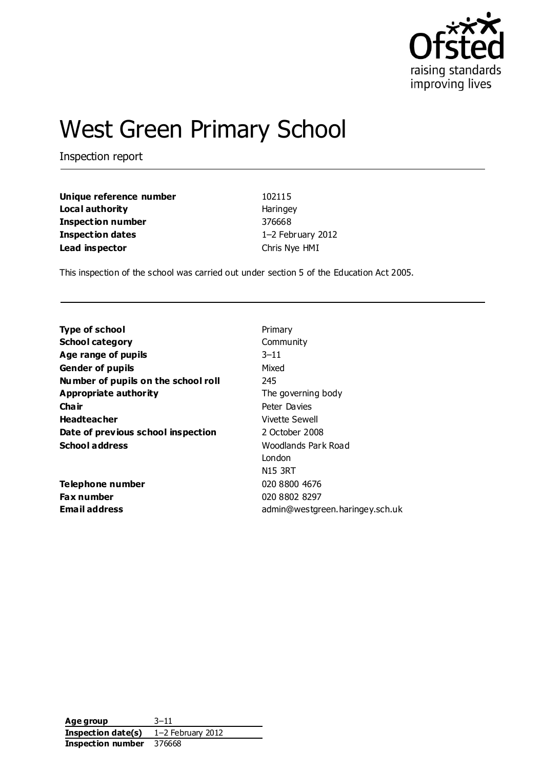# West Green Primary School

Inspection report

| | |
|---|---|
| **Unique reference number** | 102115 |
| **Local authority** | Haringey |
| **Inspection number** | 376668 |
| **Inspection dates** | 1–2 February 2012 |
| **Lead inspector** | Chris Nye HMI |

This inspection of the school was carried out under section 5 of the Education Act 2005.

| | |
|---|---|
| **Type of school** | Primary |
| **School category** | Community |
| **Age range of pupils** | 3–11 |
| **Gender of pupils** | Mixed |
| **Number of pupils on the school roll** | 245 |
| **Appropriate authority** | The governing body |
| **Chair** | Peter Davies |
| **Headteacher** | Vivette Sewell |
| **Date of previous school inspection** | 2 October 2008 |
| **School address** | Woodlands Park Road<br>London<br>N15 3RT |
| **Telephone number** | 020 8800 4676 |
| **Fax number** | 020 8802 8297 |
| **Email address** | admin@westgreen.haringey.sch.uk |

| | |
|---|---|
| **Age group** | 3–11 |
| **Inspection date(s)** | 1–2 February 2012 |
| **Inspection number** | 376668 |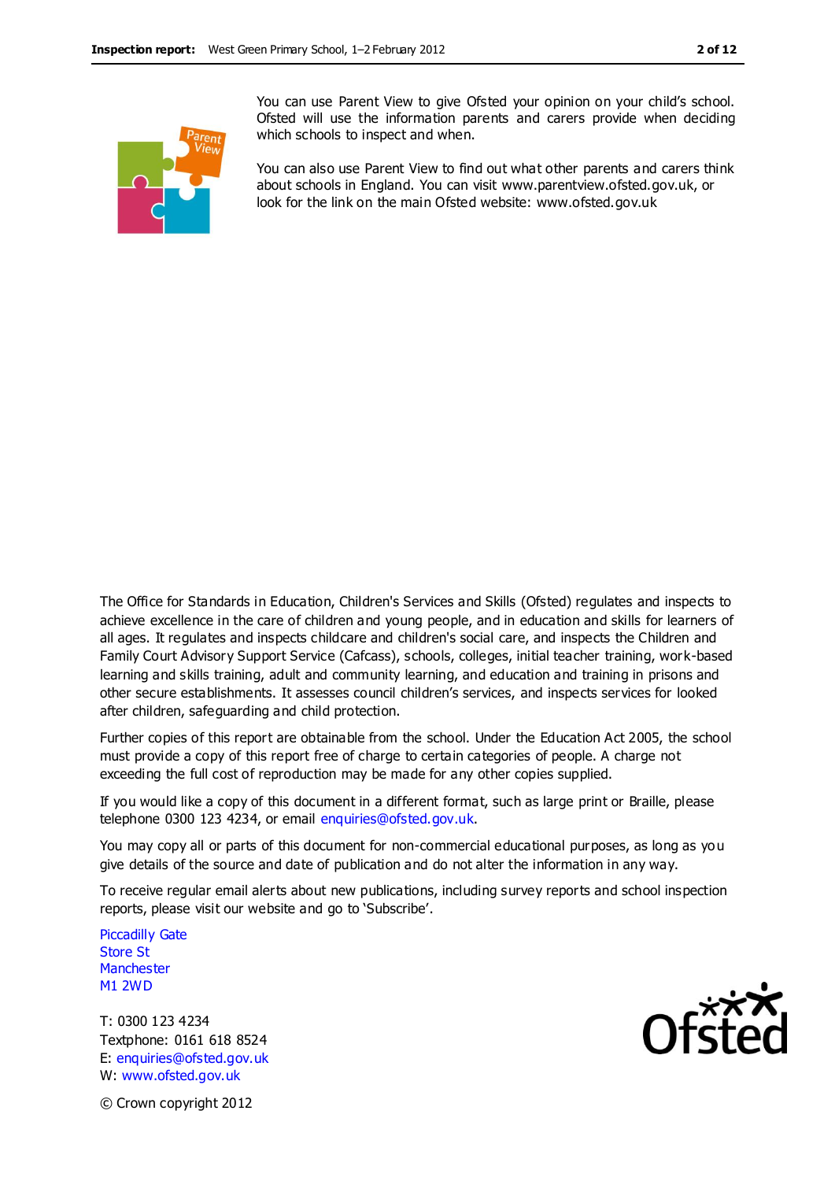You can use Parent View to give Ofsted your opinion on your child's school. Ofsted will use the information parents and carers provide when deciding which schools to inspect and when.

You can also use Parent View to find out what other parents and carers think about schools in England. You can visit www.parentview.ofsted.gov.uk, or look for the link on the main Ofsted website: www.ofsted.gov.uk

The Office for Standards in Education, Children's Services and Skills (Ofsted) regulates and inspects to achieve excellence in the care of children and young people, and in education and skills for learners of all ages. It regulates and inspects childcare and children's social care, and inspects the Children and Family Court Advisory Support Service (Cafcass), schools, colleges, initial teacher training, work-based learning and skills training, adult and community learning, and education and training in prisons and other secure establishments. It assesses council children's services, and inspects services for looked after children, safeguarding and child protection.

Further copies of this report are obtainable from the school. Under the Education Act 2005, the school must provide a copy of this report free of charge to certain categories of people. A charge not exceeding the full cost of reproduction may be made for any other copies supplied.

If you would like a copy of this document in a different format, such as large print or Braille, please telephone 0300 123 4234, or email enquiries@ofsted.gov.uk.

You may copy all or parts of this document for non-commercial educational purposes, as long as you give details of the source and date of publication and do not alter the information in any way.

To receive regular email alerts about new publications, including survey reports and school inspection reports, please visit our website and go to 'Subscribe'.

Piccadilly Gate
Store St
Manchester
M1 2WD

T: 0300 123 4234
Textphone: 0161 618 8524
E: enquiries@ofsted.gov.uk
W: www.ofsted.gov.uk

© Crown copyright 2012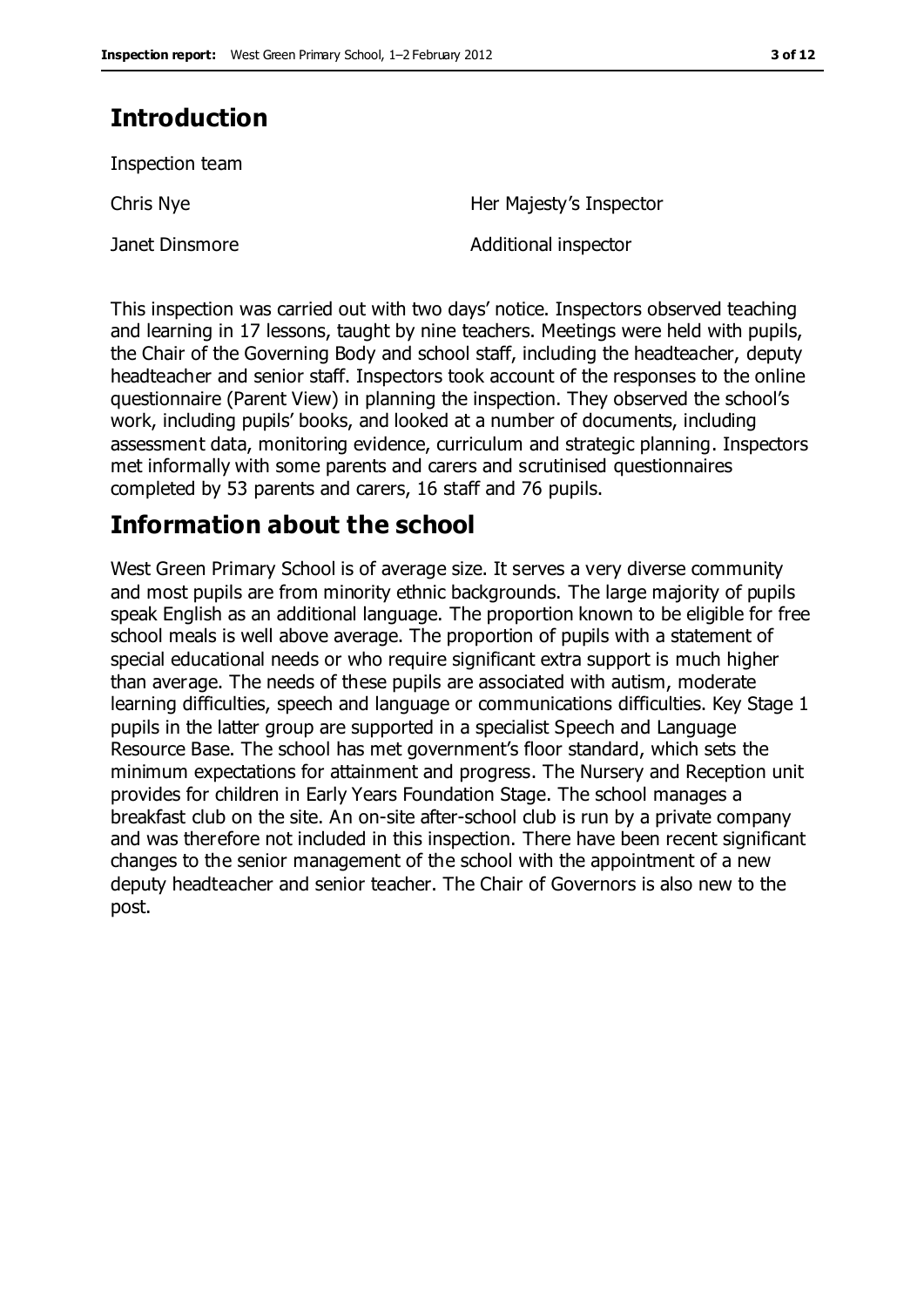## Introduction

Inspection team

| | |
|---|---|
| Chris Nye | Her Majesty's Inspector |
| Janet Dinsmore | Additional inspector |

This inspection was carried out with two days' notice. Inspectors observed teaching and learning in 17 lessons, taught by nine teachers. Meetings were held with pupils, the Chair of the Governing Body and school staff, including the headteacher, deputy headteacher and senior staff. Inspectors took account of the responses to the online questionnaire (Parent View) in planning the inspection. They observed the school's work, including pupils' books, and looked at a number of documents, including assessment data, monitoring evidence, curriculum and strategic planning. Inspectors met informally with some parents and carers and scrutinised questionnaires completed by 53 parents and carers, 16 staff and 76 pupils.

## Information about the school

West Green Primary School is of average size. It serves a very diverse community and most pupils are from minority ethnic backgrounds. The large majority of pupils speak English as an additional language. The proportion known to be eligible for free school meals is well above average. The proportion of pupils with a statement of special educational needs or who require significant extra support is much higher than average. The needs of these pupils are associated with autism, moderate learning difficulties, speech and language or communications difficulties. Key Stage 1 pupils in the latter group are supported in a specialist Speech and Language Resource Base. The school has met government's floor standard, which sets the minimum expectations for attainment and progress. The Nursery and Reception unit provides for children in Early Years Foundation Stage. The school manages a breakfast club on the site. An on-site after-school club is run by a private company and was therefore not included in this inspection. There have been recent significant changes to the senior management of the school with the appointment of a new deputy headteacher and senior teacher. The Chair of Governors is also new to the post.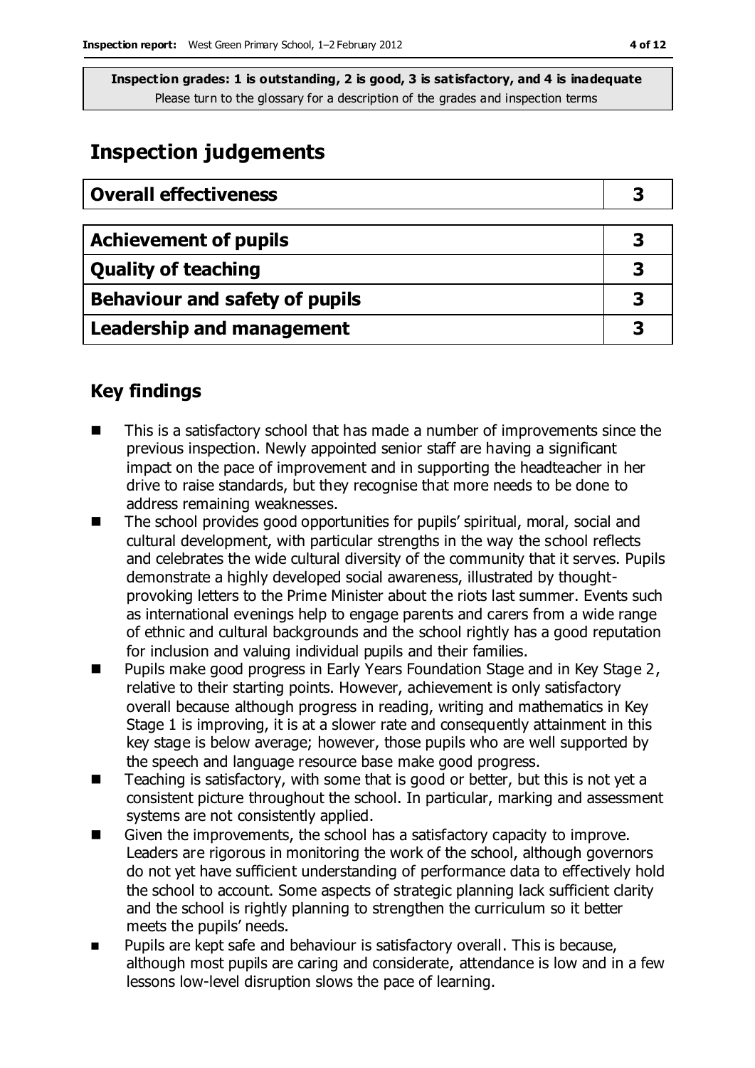**Inspection grades: 1 is outstanding, 2 is good, 3 is satisfactory, and 4 is inadequate**
Please turn to the glossary for a description of the grades and inspection terms

# Inspection judgements

| Overall effectiveness | 3 |
|---|---|

| Achievement of pupils | 3 |
|---|---|
| Quality of teaching | 3 |
| Behaviour and safety of pupils | 3 |
| Leadership and management | 3 |

## Key findings

- This is a satisfactory school that has made a number of improvements since the previous inspection. Newly appointed senior staff are having a significant impact on the pace of improvement and in supporting the headteacher in her drive to raise standards, but they recognise that more needs to be done to address remaining weaknesses.
- The school provides good opportunities for pupils' spiritual, moral, social and cultural development, with particular strengths in the way the school reflects and celebrates the wide cultural diversity of the community that it serves. Pupils demonstrate a highly developed social awareness, illustrated by thought-provoking letters to the Prime Minister about the riots last summer. Events such as international evenings help to engage parents and carers from a wide range of ethnic and cultural backgrounds and the school rightly has a good reputation for inclusion and valuing individual pupils and their families.
- Pupils make good progress in Early Years Foundation Stage and in Key Stage 2, relative to their starting points. However, achievement is only satisfactory overall because although progress in reading, writing and mathematics in Key Stage 1 is improving, it is at a slower rate and consequently attainment in this key stage is below average; however, those pupils who are well supported by the speech and language resource base make good progress.
- Teaching is satisfactory, with some that is good or better, but this is not yet a consistent picture throughout the school. In particular, marking and assessment systems are not consistently applied.
- Given the improvements, the school has a satisfactory capacity to improve. Leaders are rigorous in monitoring the work of the school, although governors do not yet have sufficient understanding of performance data to effectively hold the school to account. Some aspects of strategic planning lack sufficient clarity and the school is rightly planning to strengthen the curriculum so it better meets the pupils' needs.
- Pupils are kept safe and behaviour is satisfactory overall. This is because, although most pupils are caring and considerate, attendance is low and in a few lessons low-level disruption slows the pace of learning.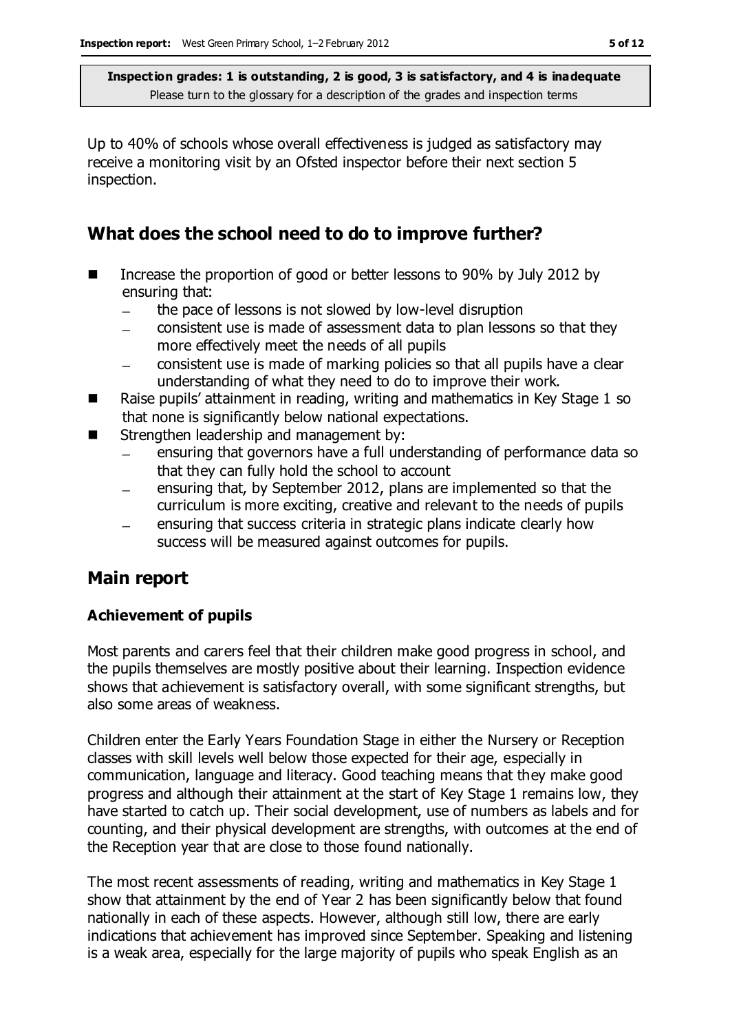**Inspection grades: 1 is outstanding, 2 is good, 3 is satisfactory, and 4 is inadequate**
Please turn to the glossary for a description of the grades and inspection terms

Up to 40% of schools whose overall effectiveness is judged as satisfactory may receive a monitoring visit by an Ofsted inspector before their next section 5 inspection.

## What does the school need to do to improve further?

- Increase the proportion of good or better lessons to 90% by July 2012 by ensuring that:
  - the pace of lessons is not slowed by low-level disruption
  - consistent use is made of assessment data to plan lessons so that they more effectively meet the needs of all pupils
  - consistent use is made of marking policies so that all pupils have a clear understanding of what they need to do to improve their work.
- Raise pupils' attainment in reading, writing and mathematics in Key Stage 1 so that none is significantly below national expectations.
- Strengthen leadership and management by:
  - ensuring that governors have a full understanding of performance data so that they can fully hold the school to account
  - ensuring that, by September 2012, plans are implemented so that the curriculum is more exciting, creative and relevant to the needs of pupils
  - ensuring that success criteria in strategic plans indicate clearly how success will be measured against outcomes for pupils.

## Main report

### Achievement of pupils

Most parents and carers feel that their children make good progress in school, and the pupils themselves are mostly positive about their learning. Inspection evidence shows that achievement is satisfactory overall, with some significant strengths, but also some areas of weakness.

Children enter the Early Years Foundation Stage in either the Nursery or Reception classes with skill levels well below those expected for their age, especially in communication, language and literacy. Good teaching means that they make good progress and although their attainment at the start of Key Stage 1 remains low, they have started to catch up. Their social development, use of numbers as labels and for counting, and their physical development are strengths, with outcomes at the end of the Reception year that are close to those found nationally.

The most recent assessments of reading, writing and mathematics in Key Stage 1 show that attainment by the end of Year 2 has been significantly below that found nationally in each of these aspects. However, although still low, there are early indications that achievement has improved since September. Speaking and listening is a weak area, especially for the large majority of pupils who speak English as an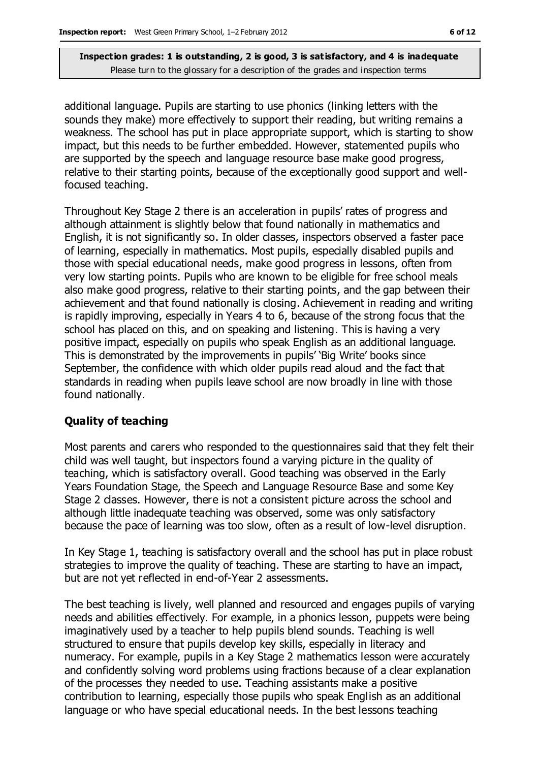additional language. Pupils are starting to use phonics (linking letters with the sounds they make) more effectively to support their reading, but writing remains a weakness. The school has put in place appropriate support, which is starting to show impact, but this needs to be further embedded. However, statemented pupils who are supported by the speech and language resource base make good progress, relative to their starting points, because of the exceptionally good support and well-focused teaching.

Throughout Key Stage 2 there is an acceleration in pupils' rates of progress and although attainment is slightly below that found nationally in mathematics and English, it is not significantly so. In older classes, inspectors observed a faster pace of learning, especially in mathematics. Most pupils, especially disabled pupils and those with special educational needs, make good progress in lessons, often from very low starting points. Pupils who are known to be eligible for free school meals also make good progress, relative to their starting points, and the gap between their achievement and that found nationally is closing. Achievement in reading and writing is rapidly improving, especially in Years 4 to 6, because of the strong focus that the school has placed on this, and on speaking and listening. This is having a very positive impact, especially on pupils who speak English as an additional language. This is demonstrated by the improvements in pupils' 'Big Write' books since September, the confidence with which older pupils read aloud and the fact that standards in reading when pupils leave school are now broadly in line with those found nationally.

## Quality of teaching

Most parents and carers who responded to the questionnaires said that they felt their child was well taught, but inspectors found a varying picture in the quality of teaching, which is satisfactory overall. Good teaching was observed in the Early Years Foundation Stage, the Speech and Language Resource Base and some Key Stage 2 classes. However, there is not a consistent picture across the school and although little inadequate teaching was observed, some was only satisfactory because the pace of learning was too slow, often as a result of low-level disruption.

In Key Stage 1, teaching is satisfactory overall and the school has put in place robust strategies to improve the quality of teaching. These are starting to have an impact, but are not yet reflected in end-of-Year 2 assessments.

The best teaching is lively, well planned and resourced and engages pupils of varying needs and abilities effectively. For example, in a phonics lesson, puppets were being imaginatively used by a teacher to help pupils blend sounds. Teaching is well structured to ensure that pupils develop key skills, especially in literacy and numeracy. For example, pupils in a Key Stage 2 mathematics lesson were accurately and confidently solving word problems using fractions because of a clear explanation of the processes they needed to use. Teaching assistants make a positive contribution to learning, especially those pupils who speak English as an additional language or who have special educational needs. In the best lessons teaching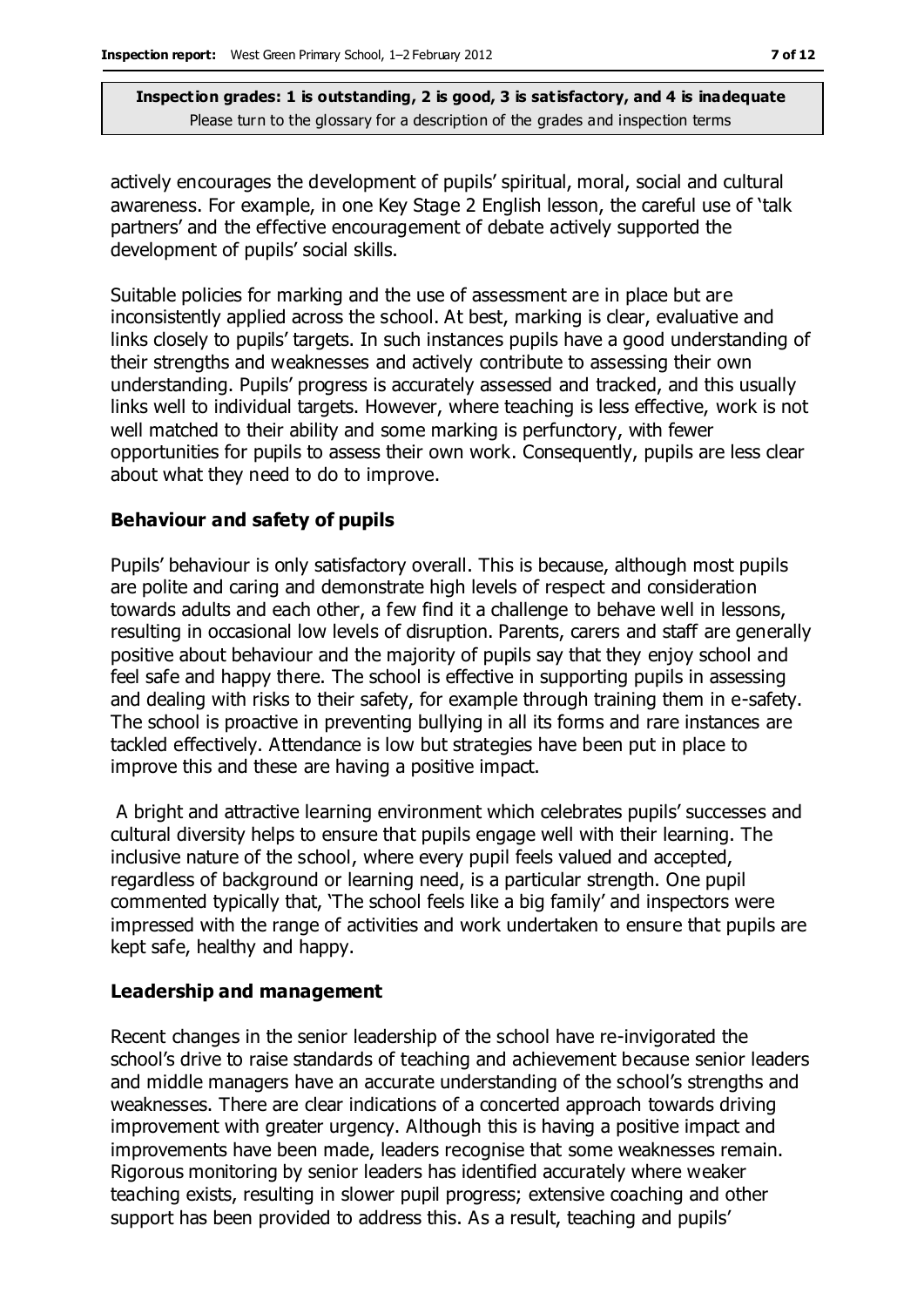actively encourages the development of pupils' spiritual, moral, social and cultural awareness. For example, in one Key Stage 2 English lesson, the careful use of 'talk partners' and the effective encouragement of debate actively supported the development of pupils' social skills.

Suitable policies for marking and the use of assessment are in place but are inconsistently applied across the school. At best, marking is clear, evaluative and links closely to pupils' targets. In such instances pupils have a good understanding of their strengths and weaknesses and actively contribute to assessing their own understanding. Pupils' progress is accurately assessed and tracked, and this usually links well to individual targets. However, where teaching is less effective, work is not well matched to their ability and some marking is perfunctory, with fewer opportunities for pupils to assess their own work. Consequently, pupils are less clear about what they need to do to improve.

## Behaviour and safety of pupils

Pupils' behaviour is only satisfactory overall. This is because, although most pupils are polite and caring and demonstrate high levels of respect and consideration towards adults and each other, a few find it a challenge to behave well in lessons, resulting in occasional low levels of disruption. Parents, carers and staff are generally positive about behaviour and the majority of pupils say that they enjoy school and feel safe and happy there. The school is effective in supporting pupils in assessing and dealing with risks to their safety, for example through training them in e-safety. The school is proactive in preventing bullying in all its forms and rare instances are tackled effectively. Attendance is low but strategies have been put in place to improve this and these are having a positive impact.

A bright and attractive learning environment which celebrates pupils' successes and cultural diversity helps to ensure that pupils engage well with their learning. The inclusive nature of the school, where every pupil feels valued and accepted, regardless of background or learning need, is a particular strength. One pupil commented typically that, 'The school feels like a big family' and inspectors were impressed with the range of activities and work undertaken to ensure that pupils are kept safe, healthy and happy.

## Leadership and management

Recent changes in the senior leadership of the school have re-invigorated the school's drive to raise standards of teaching and achievement because senior leaders and middle managers have an accurate understanding of the school's strengths and weaknesses. There are clear indications of a concerted approach towards driving improvement with greater urgency. Although this is having a positive impact and improvements have been made, leaders recognise that some weaknesses remain. Rigorous monitoring by senior leaders has identified accurately where weaker teaching exists, resulting in slower pupil progress; extensive coaching and other support has been provided to address this. As a result, teaching and pupils'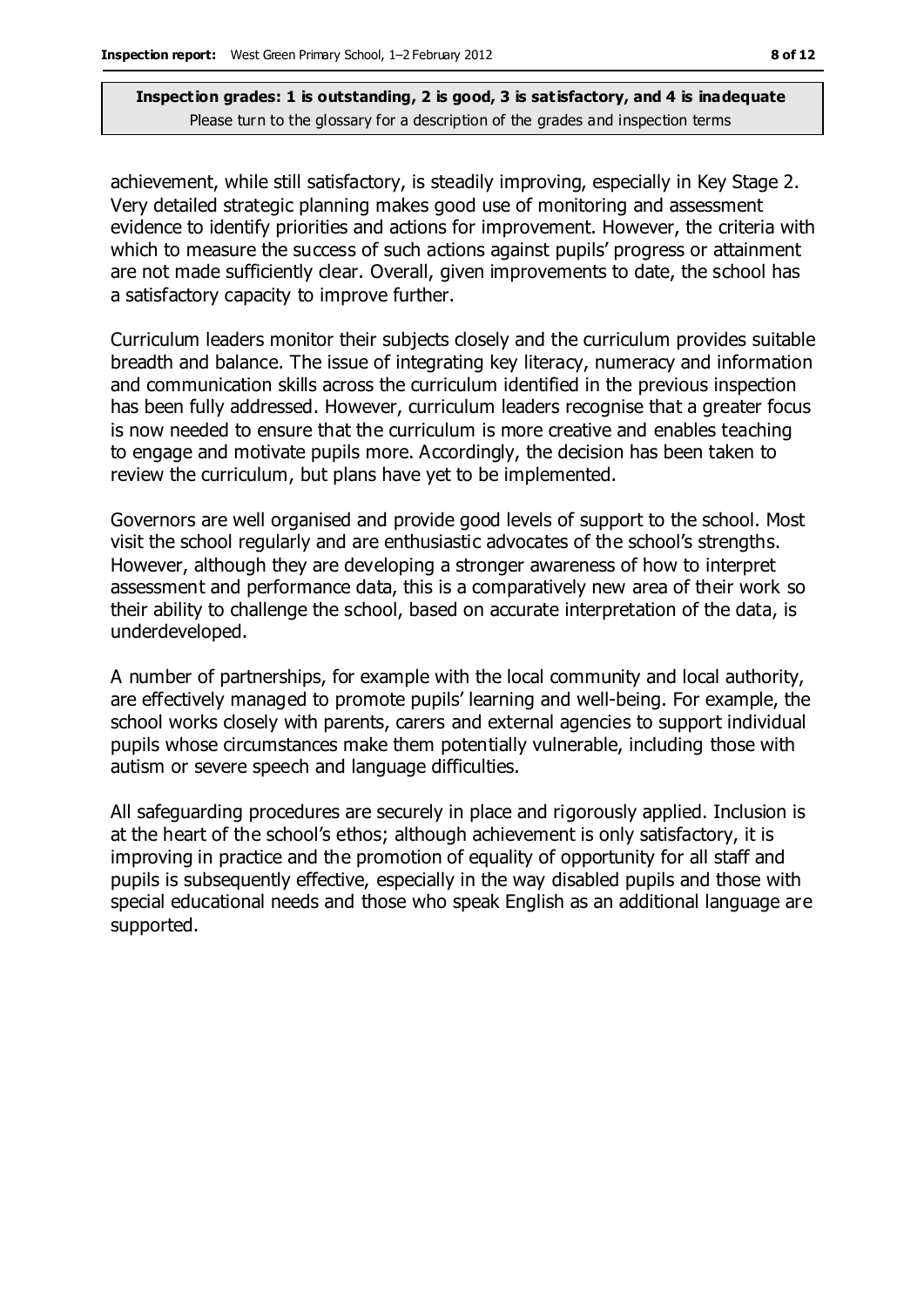achievement, while still satisfactory, is steadily improving, especially in Key Stage 2. Very detailed strategic planning makes good use of monitoring and assessment evidence to identify priorities and actions for improvement. However, the criteria with which to measure the success of such actions against pupils' progress or attainment are not made sufficiently clear. Overall, given improvements to date, the school has a satisfactory capacity to improve further.

Curriculum leaders monitor their subjects closely and the curriculum provides suitable breadth and balance. The issue of integrating key literacy, numeracy and information and communication skills across the curriculum identified in the previous inspection has been fully addressed. However, curriculum leaders recognise that a greater focus is now needed to ensure that the curriculum is more creative and enables teaching to engage and motivate pupils more. Accordingly, the decision has been taken to review the curriculum, but plans have yet to be implemented.

Governors are well organised and provide good levels of support to the school. Most visit the school regularly and are enthusiastic advocates of the school's strengths. However, although they are developing a stronger awareness of how to interpret assessment and performance data, this is a comparatively new area of their work so their ability to challenge the school, based on accurate interpretation of the data, is underdeveloped.

A number of partnerships, for example with the local community and local authority, are effectively managed to promote pupils' learning and well-being. For example, the school works closely with parents, carers and external agencies to support individual pupils whose circumstances make them potentially vulnerable, including those with autism or severe speech and language difficulties.

All safeguarding procedures are securely in place and rigorously applied. Inclusion is at the heart of the school's ethos; although achievement is only satisfactory, it is improving in practice and the promotion of equality of opportunity for all staff and pupils is subsequently effective, especially in the way disabled pupils and those with special educational needs and those who speak English as an additional language are supported.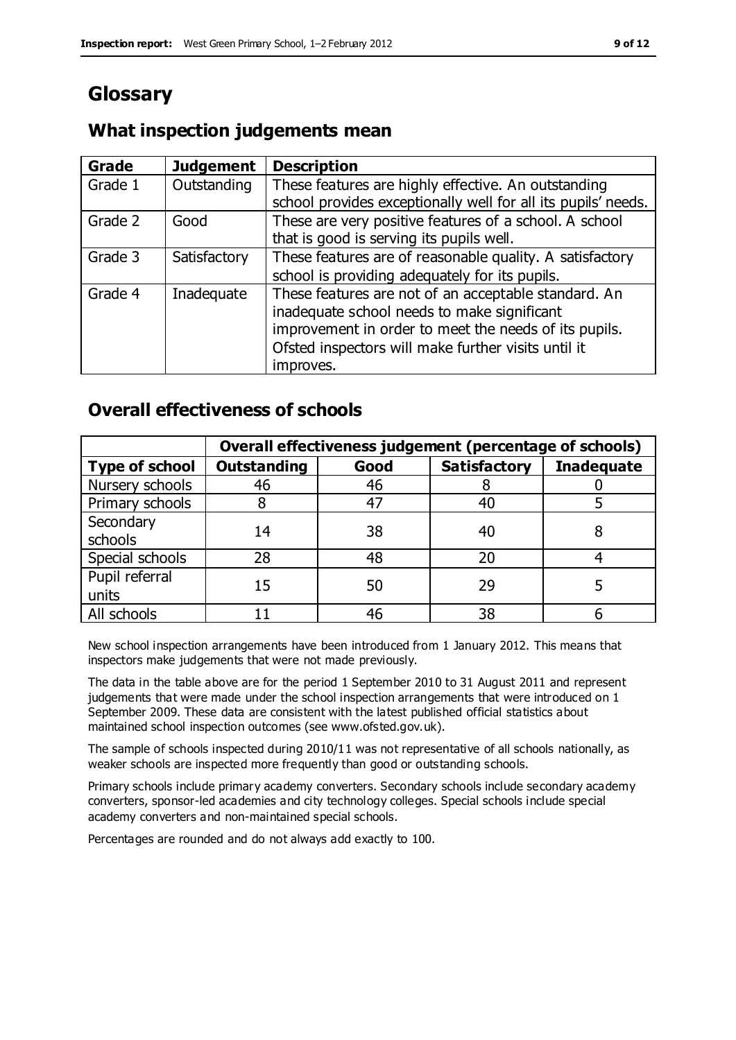# Glossary

## What inspection judgements mean

| Grade | Judgement | Description |
|---|---|---|
| Grade 1 | Outstanding | These features are highly effective. An outstanding school provides exceptionally well for all its pupils' needs. |
| Grade 2 | Good | These are very positive features of a school. A school that is good is serving its pupils well. |
| Grade 3 | Satisfactory | These features are of reasonable quality. A satisfactory school is providing adequately for its pupils. |
| Grade 4 | Inadequate | These features are not of an acceptable standard. An inadequate school needs to make significant improvement in order to meet the needs of its pupils. Ofsted inspectors will make further visits until it improves. |

## Overall effectiveness of schools

| | Overall effectiveness judgement (percentage of schools) | | | |
|---|---|---|---|---|
| **Type of school** | **Outstanding** | **Good** | **Satisfactory** | **Inadequate** |
| Nursery schools | 46 | 46 | 8 | 0 |
| Primary schools | 8 | 47 | 40 | 5 |
| Secondary schools | 14 | 38 | 40 | 8 |
| Special schools | 28 | 48 | 20 | 4 |
| Pupil referral units | 15 | 50 | 29 | 5 |
| All schools | 11 | 46 | 38 | 6 |

New school inspection arrangements have been introduced from 1 January 2012. This means that inspectors make judgements that were not made previously.

The data in the table above are for the period 1 September 2010 to 31 August 2011 and represent judgements that were made under the school inspection arrangements that were introduced on 1 September 2009. These data are consistent with the latest published official statistics about maintained school inspection outcomes (see www.ofsted.gov.uk).

The sample of schools inspected during 2010/11 was not representative of all schools nationally, as weaker schools are inspected more frequently than good or outstanding schools.

Primary schools include primary academy converters. Secondary schools include secondary academy converters, sponsor-led academies and city technology colleges. Special schools include special academy converters and non-maintained special schools.

Percentages are rounded and do not always add exactly to 100.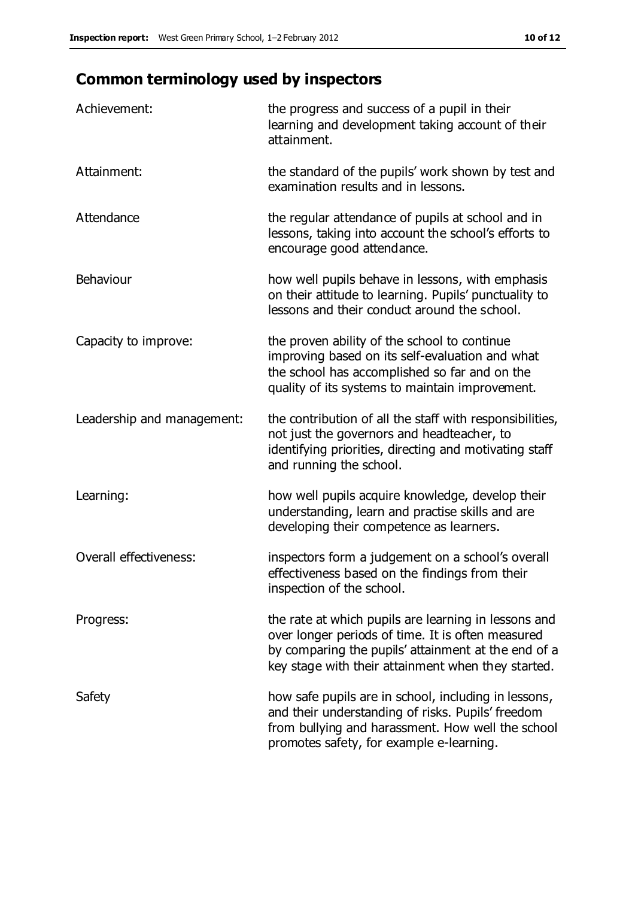## Common terminology used by inspectors

| | |
|---|---|
| Achievement: | the progress and success of a pupil in their learning and development taking account of their attainment. |
| Attainment: | the standard of the pupils' work shown by test and examination results and in lessons. |
| Attendance | the regular attendance of pupils at school and in lessons, taking into account the school's efforts to encourage good attendance. |
| Behaviour | how well pupils behave in lessons, with emphasis on their attitude to learning. Pupils' punctuality to lessons and their conduct around the school. |
| Capacity to improve: | the proven ability of the school to continue improving based on its self-evaluation and what the school has accomplished so far and on the quality of its systems to maintain improvement. |
| Leadership and management: | the contribution of all the staff with responsibilities, not just the governors and headteacher, to identifying priorities, directing and motivating staff and running the school. |
| Learning: | how well pupils acquire knowledge, develop their understanding, learn and practise skills and are developing their competence as learners. |
| Overall effectiveness: | inspectors form a judgement on a school's overall effectiveness based on the findings from their inspection of the school. |
| Progress: | the rate at which pupils are learning in lessons and over longer periods of time. It is often measured by comparing the pupils' attainment at the end of a key stage with their attainment when they started. |
| Safety | how safe pupils are in school, including in lessons, and their understanding of risks. Pupils' freedom from bullying and harassment. How well the school promotes safety, for example e-learning. |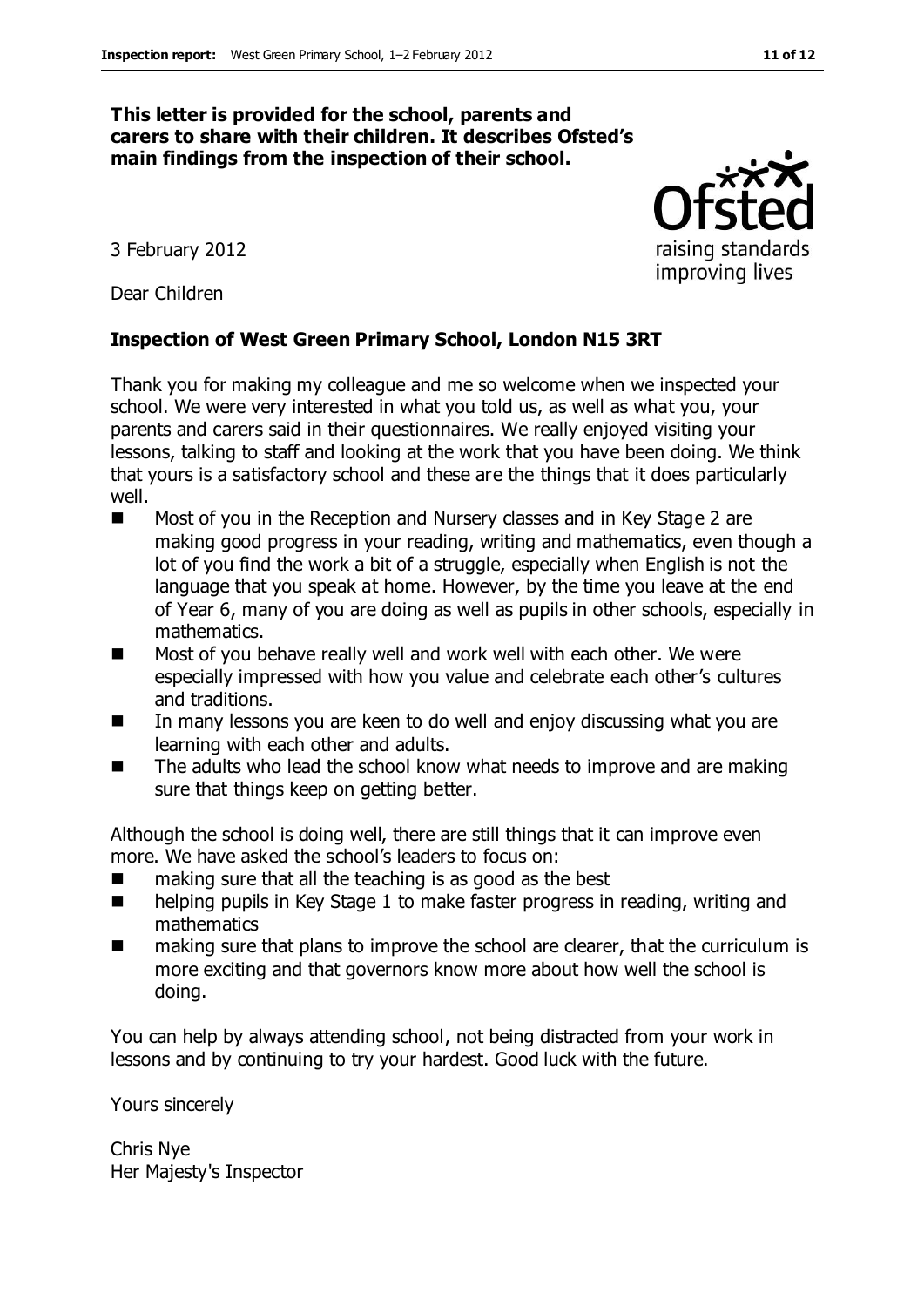**This letter is provided for the school, parents and carers to share with their children. It describes Ofsted's main findings from the inspection of their school.**

3 February 2012

Dear Children

**Inspection of West Green Primary School, London N15 3RT**

Thank you for making my colleague and me so welcome when we inspected your school. We were very interested in what you told us, as well as what you, your parents and carers said in their questionnaires. We really enjoyed visiting your lessons, talking to staff and looking at the work that you have been doing. We think that yours is a satisfactory school and these are the things that it does particularly well.

- Most of you in the Reception and Nursery classes and in Key Stage 2 are making good progress in your reading, writing and mathematics, even though a lot of you find the work a bit of a struggle, especially when English is not the language that you speak at home. However, by the time you leave at the end of Year 6, many of you are doing as well as pupils in other schools, especially in mathematics.
- Most of you behave really well and work well with each other. We were especially impressed with how you value and celebrate each other's cultures and traditions.
- In many lessons you are keen to do well and enjoy discussing what you are learning with each other and adults.
- The adults who lead the school know what needs to improve and are making sure that things keep on getting better.

Although the school is doing well, there are still things that it can improve even more. We have asked the school's leaders to focus on:

- making sure that all the teaching is as good as the best
- helping pupils in Key Stage 1 to make faster progress in reading, writing and mathematics
- making sure that plans to improve the school are clearer, that the curriculum is more exciting and that governors know more about how well the school is doing.

You can help by always attending school, not being distracted from your work in lessons and by continuing to try your hardest. Good luck with the future.

Yours sincerely

Chris Nye
Her Majesty's Inspector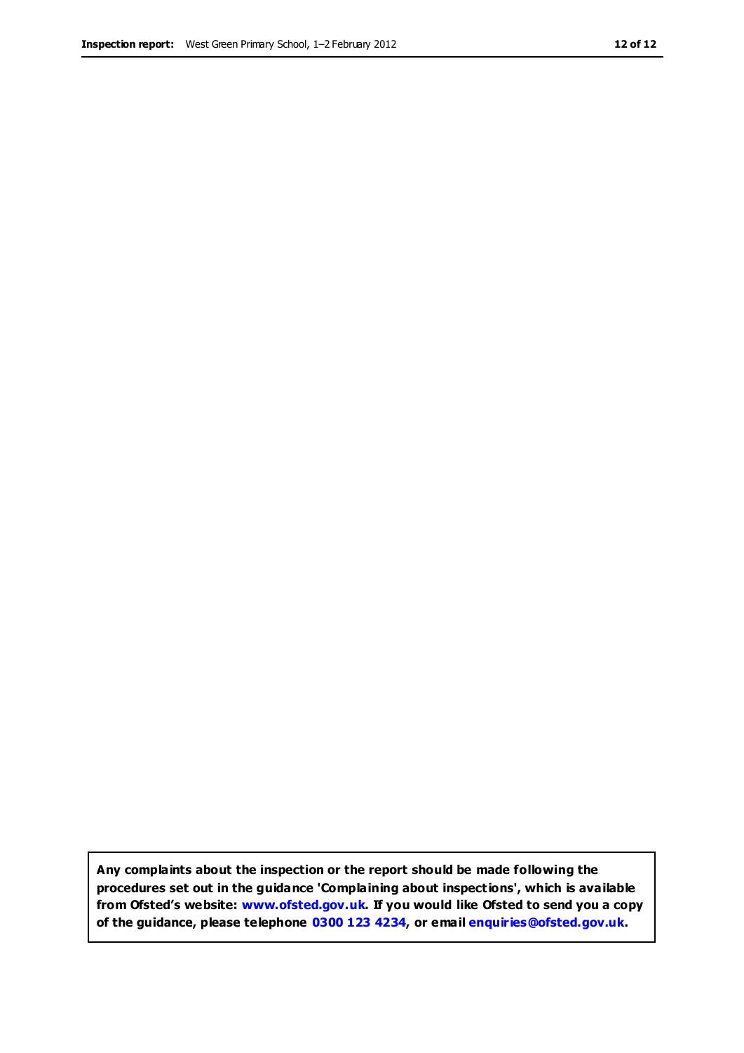**Any complaints about the inspection or the report should be made following the procedures set out in the guidance 'Complaining about inspections', which is available from Ofsted's website: www.ofsted.gov.uk. If you would like Ofsted to send you a copy of the guidance, please telephone 0300 123 4234, or email enquiries@ofsted.gov.uk.**